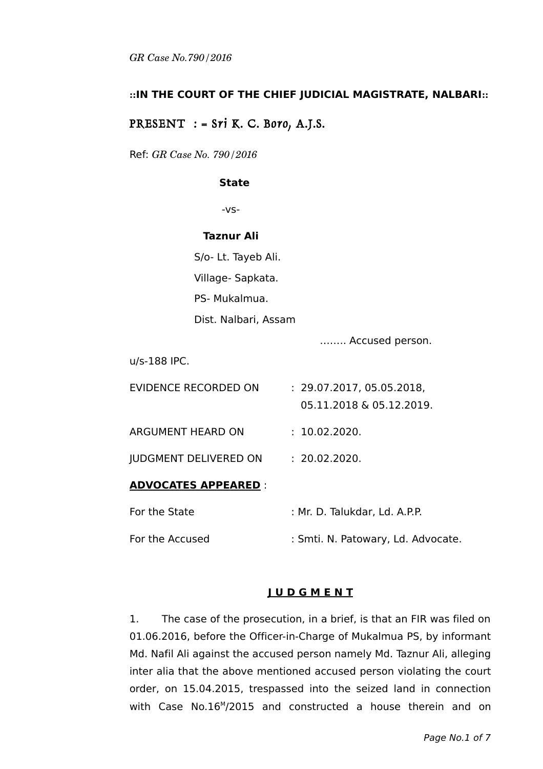*GR Case No.790/2016*

**::IN THE COURT OF THE CHIEF JUDICIAL MAGISTRATE, NALBARI::**

PRESENT : = Sri K. C. Boro, A.J.S.

Ref: *GR Case No. 790/2016*

**State**

-vs-

**Taznur Ali**

S/o- Lt. Tayeb Ali.

Village- Sapkata.

PS- Mukalmua.

Dist. Nalbari, Assam

........ Accused person.

u/s-188 IPC.

EVIDENCE RECORDED ON : 29.07.2017, 05.05.2018, 05.11.2018 & 05.12.2019.

ARGUMENT HEARD ON : 10.02.2020.

JUDGMENT DELIVERED ON : 20.02.2020.

**ADVOCATES APPEARED** :

For the State : Mr. D. Talukdar, Ld. A.P.P.

For the Accused : Smti. N. Patowary, Ld. Advocate.

**J U D G M E N T**

1. The case of the prosecution, in a brief, is that an FIR was filed on 01.06.2016, before the Officer-in-Charge of Mukalmua PS, by informant Md. Nafil Ali against the accused person namely Md. Taznur Ali, alleging inter alia that the above mentioned accused person violating the court order, on 15.04.2015, trespassed into the seized land in connection with Case No.16[M]/2015 and constructed a house therein and on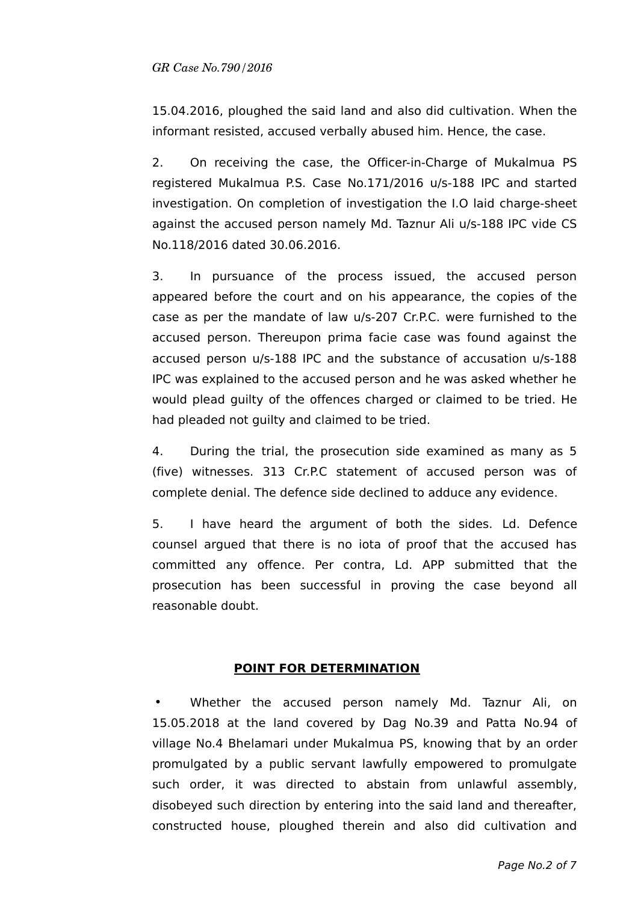15.04.2016, ploughed the said land and also did cultivation. When the informant resisted, accused verbally abused him. Hence, the case.

2. On receiving the case, the Officer-in-Charge of Mukalmua PS registered Mukalmua P.S. Case No.171/2016 u/s-188 IPC and started investigation. On completion of investigation the I.O laid charge-sheet against the accused person namely Md. Taznur Ali u/s-188 IPC vide CS No.118/2016 dated 30.06.2016.

3. In pursuance of the process issued, the accused person appeared before the court and on his appearance, the copies of the case as per the mandate of law u/s-207 Cr.P.C. were furnished to the accused person. Thereupon prima facie case was found against the accused person u/s-188 IPC and the substance of accusation u/s-188 IPC was explained to the accused person and he was asked whether he would plead guilty of the offences charged or claimed to be tried. He had pleaded not guilty and claimed to be tried.

4. During the trial, the prosecution side examined as many as 5 (five) witnesses. 313 Cr.P.C statement of accused person was of complete denial. The defence side declined to adduce any evidence.

5. I have heard the argument of both the sides. Ld. Defence counsel argued that there is no iota of proof that the accused has committed any offence. Per contra, Ld. APP submitted that the prosecution has been successful in proving the case beyond all reasonable doubt.

## **POINT FOR DETERMINATION**

- Whether the accused person namely Md. Taznur Ali, on 15.05.2018 at the land covered by Dag No.39 and Patta No.94 of village No.4 Bhelamari under Mukalmua PS, knowing that by an order promulgated by a public servant lawfully empowered to promulgate such order, it was directed to abstain from unlawful assembly, disobeyed such direction by entering into the said land and thereafter, constructed house, ploughed therein and also did cultivation and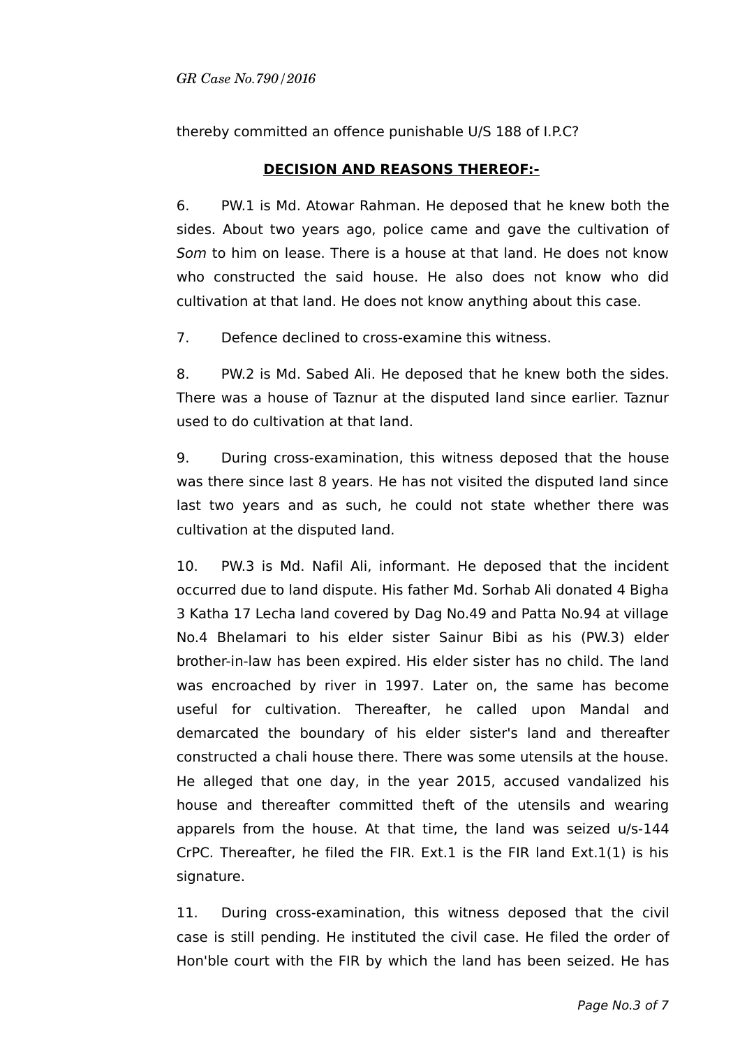thereby committed an offence punishable U/S 188 of I.P.C?

**DECISION AND REASONS THEREOF:-**

6. PW.1 is Md. Atowar Rahman. He deposed that he knew both the sides. About two years ago, police came and gave the cultivation of *Som* to him on lease. There is a house at that land. He does not know who constructed the said house. He also does not know who did cultivation at that land. He does not know anything about this case.

7. Defence declined to cross-examine this witness.

8. PW.2 is Md. Sabed Ali. He deposed that he knew both the sides. There was a house of Taznur at the disputed land since earlier. Taznur used to do cultivation at that land.

9. During cross-examination, this witness deposed that the house was there since last 8 years. He has not visited the disputed land since last two years and as such, he could not state whether there was cultivation at the disputed land.

10. PW.3 is Md. Nafil Ali, informant. He deposed that the incident occurred due to land dispute. His father Md. Sorhab Ali donated 4 Bigha 3 Katha 17 Lecha land covered by Dag No.49 and Patta No.94 at village No.4 Bhelamari to his elder sister Sainur Bibi as his (PW.3) elder brother-in-law has been expired. His elder sister has no child. The land was encroached by river in 1997. Later on, the same has become useful for cultivation. Thereafter, he called upon Mandal and demarcated the boundary of his elder sister's land and thereafter constructed a chali house there. There was some utensils at the house. He alleged that one day, in the year 2015, accused vandalized his house and thereafter committed theft of the utensils and wearing apparels from the house. At that time, the land was seized u/s-144 CrPC. Thereafter, he filed the FIR. Ext.1 is the FIR land Ext.1(1) is his signature.

11. During cross-examination, this witness deposed that the civil case is still pending. He instituted the civil case. He filed the order of Hon'ble court with the FIR by which the land has been seized. He has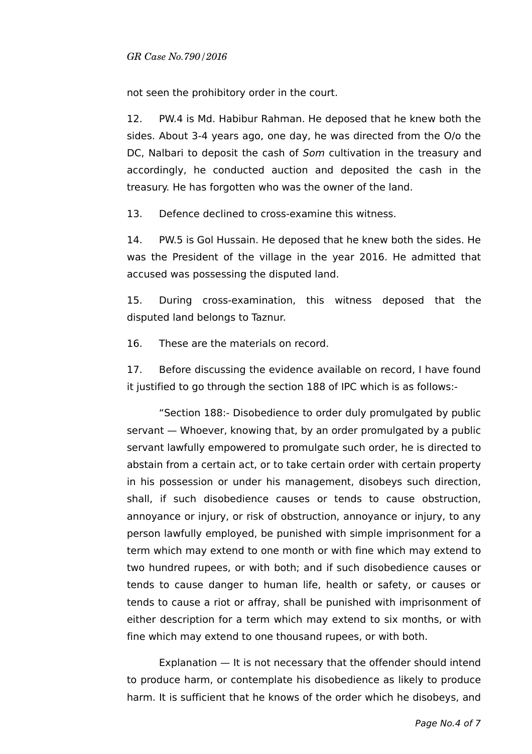not seen the prohibitory order in the court.

12. PW.4 is Md. Habibur Rahman. He deposed that he knew both the sides. About 3-4 years ago, one day, he was directed from the O/o the DC, Nalbari to deposit the cash of *Som* cultivation in the treasury and accordingly, he conducted auction and deposited the cash in the treasury. He has forgotten who was the owner of the land.

13. Defence declined to cross-examine this witness.

14. PW.5 is Gol Hussain. He deposed that he knew both the sides. He was the President of the village in the year 2016. He admitted that accused was possessing the disputed land.

15. During cross-examination, this witness deposed that the disputed land belongs to Taznur.

16. These are the materials on record.

17. Before discussing the evidence available on record, I have found it justified to go through the section 188 of IPC which is as follows:-

"Section 188:- Disobedience to order duly promulgated by public servant — Whoever, knowing that, by an order promulgated by a public servant lawfully empowered to promulgate such order, he is directed to abstain from a certain act, or to take certain order with certain property in his possession or under his management, disobeys such direction, shall, if such disobedience causes or tends to cause obstruction, annoyance or injury, or risk of obstruction, annoyance or injury, to any person lawfully employed, be punished with simple imprisonment for a term which may extend to one month or with fine which may extend to two hundred rupees, or with both; and if such disobedience causes or tends to cause danger to human life, health or safety, or causes or tends to cause a riot or affray, shall be punished with imprisonment of either description for a term which may extend to six months, or with fine which may extend to one thousand rupees, or with both.

Explanation — It is not necessary that the offender should intend to produce harm, or contemplate his disobedience as likely to produce harm. It is sufficient that he knows of the order which he disobeys, and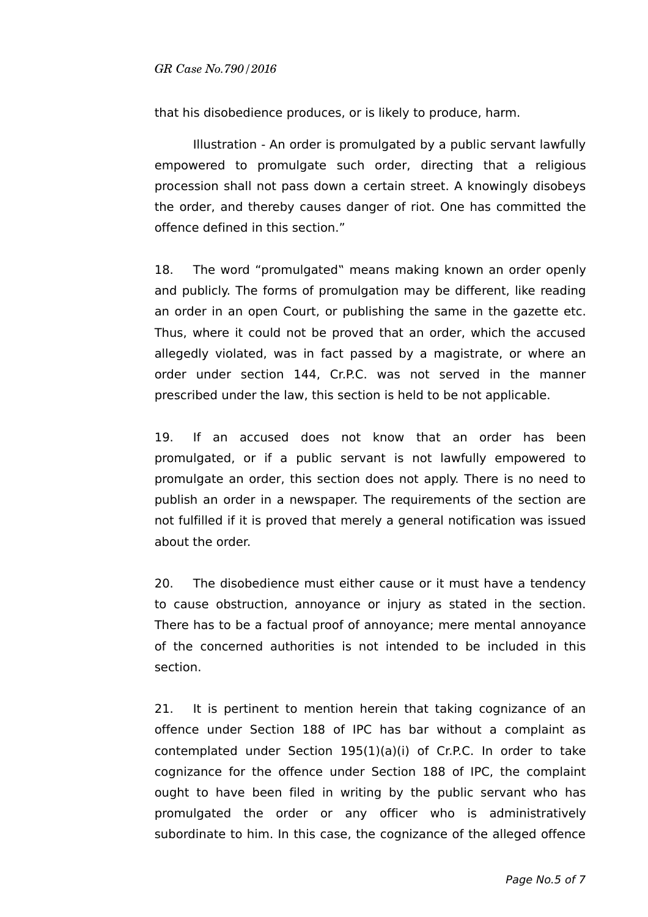that his disobedience produces, or is likely to produce, harm.

Illustration - An order is promulgated by a public servant lawfully empowered to promulgate such order, directing that a religious procession shall not pass down a certain street. A knowingly disobeys the order, and thereby causes danger of riot. One has committed the offence defined in this section."

18. The word "promulgated" means making known an order openly and publicly. The forms of promulgation may be different, like reading an order in an open Court, or publishing the same in the gazette etc. Thus, where it could not be proved that an order, which the accused allegedly violated, was in fact passed by a magistrate, or where an order under section 144, Cr.P.C. was not served in the manner prescribed under the law, this section is held to be not applicable.

19. If an accused does not know that an order has been promulgated, or if a public servant is not lawfully empowered to promulgate an order, this section does not apply. There is no need to publish an order in a newspaper. The requirements of the section are not fulfilled if it is proved that merely a general notification was issued about the order.

20. The disobedience must either cause or it must have a tendency to cause obstruction, annoyance or injury as stated in the section. There has to be a factual proof of annoyance; mere mental annoyance of the concerned authorities is not intended to be included in this section.

21. It is pertinent to mention herein that taking cognizance of an offence under Section 188 of IPC has bar without a complaint as contemplated under Section 195(1)(a)(i) of Cr.P.C. In order to take cognizance for the offence under Section 188 of IPC, the complaint ought to have been filed in writing by the public servant who has promulgated the order or any officer who is administratively subordinate to him. In this case, the cognizance of the alleged offence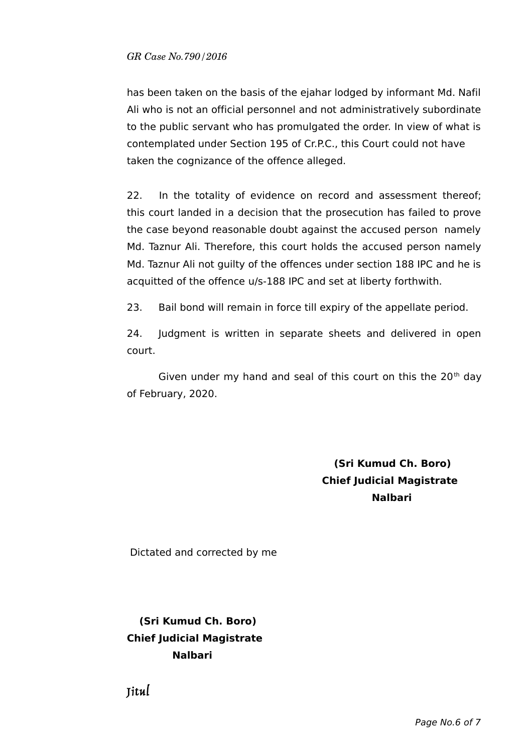has been taken on the basis of the ejahar lodged by informant Md. Nafil Ali who is not an official personnel and not administratively subordinate to the public servant who has promulgated the order. In view of what is contemplated under Section 195 of Cr.P.C., this Court could not have taken the cognizance of the offence alleged.

22. In the totality of evidence on record and assessment thereof; this court landed in a decision that the prosecution has failed to prove the case beyond reasonable doubt against the accused person namely Md. Taznur Ali. Therefore, this court holds the accused person namely Md. Taznur Ali not guilty of the offences under section 188 IPC and he is acquitted of the offence u/s-188 IPC and set at liberty forthwith.

23. Bail bond will remain in force till expiry of the appellate period.

24. Judgment is written in separate sheets and delivered in open court.

Given under my hand and seal of this court on this the 20th day of February, 2020.

**(Sri Kumud Ch. Boro)**
**Chief Judicial Magistrate**
**Nalbari**

Dictated and corrected by me

**(Sri Kumud Ch. Boro)**
**Chief Judicial Magistrate**
**Nalbari**

Jitul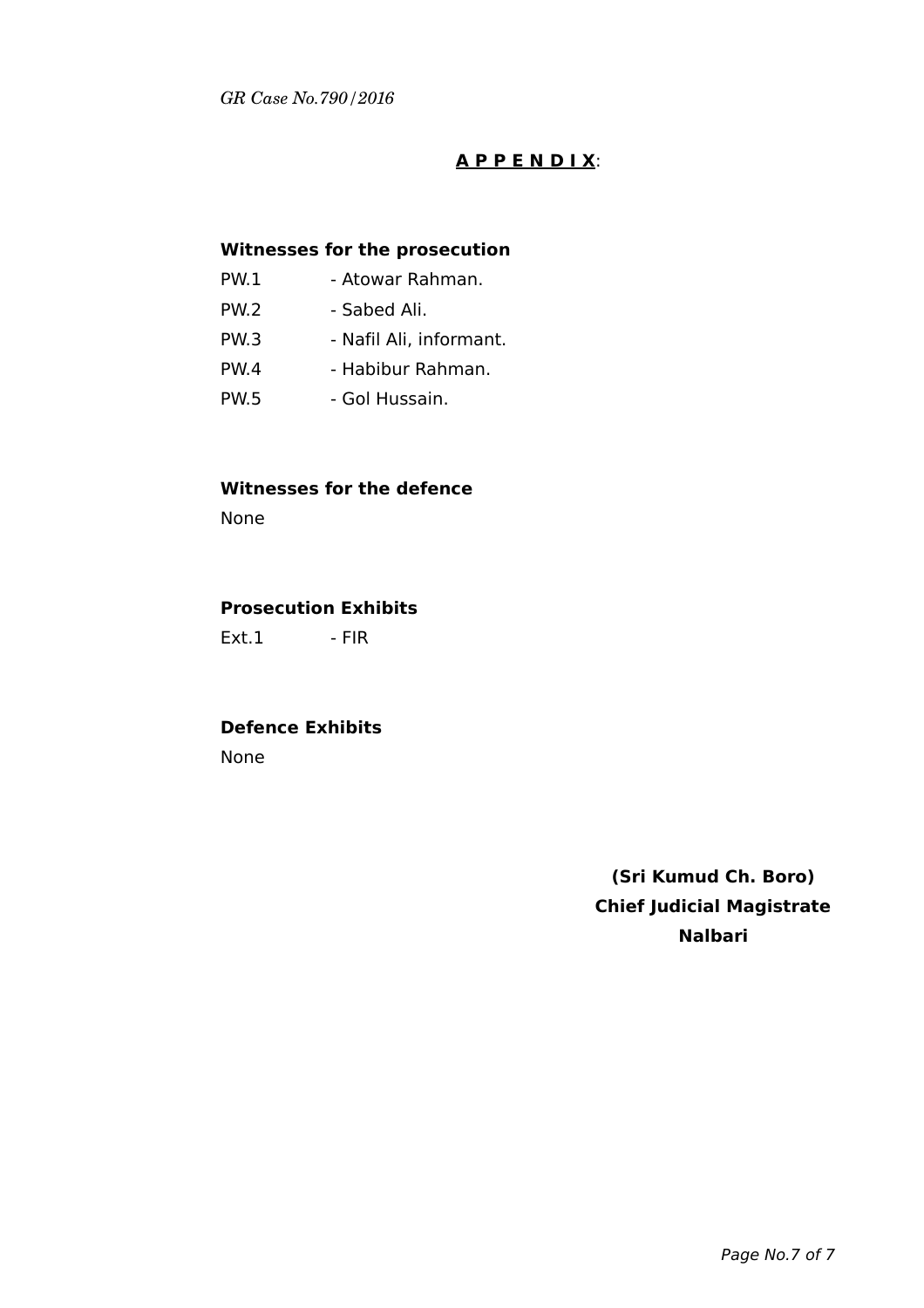## A P P E N D I X:

**Witnesses for the prosecution**

PW.1 - Atowar Rahman.

PW.2 - Sabed Ali.

PW.3 - Nafil Ali, informant.

PW.4 - Habibur Rahman.

PW.5 - Gol Hussain.

**Witnesses for the defence**

None

**Prosecution Exhibits**

Ext.1 - FIR

**Defence Exhibits**

None

**(Sri Kumud Ch. Boro)**
**Chief Judicial Magistrate**
**Nalbari**